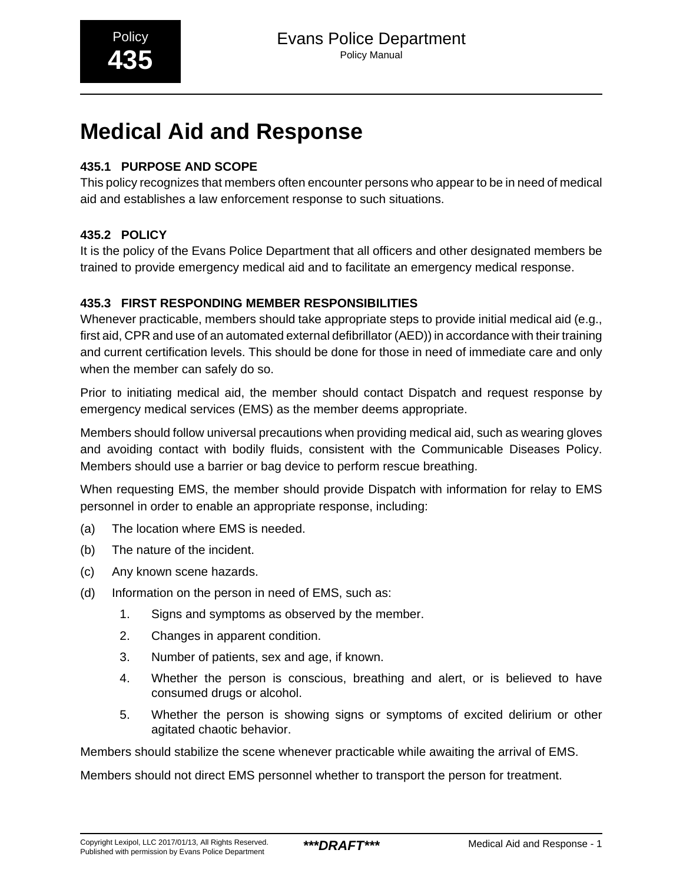# Medical Aid and Response

### 435.1 PURPOSE AND SCOPE

This policy recognizes that members often encounter persons who appear to be in need of medical aid and establishes a law enforcement response to such situations.

### 435.2 POLICY

It is the policy of the Evans Police Department that all officers and other designated members be trained to provide emergency medical aid and to facilitate an emergency medical response.

### 435.3 FIRST RESPONDING MEMBER RESPONSIBILITIES

Whenever practicable, members should take appropriate steps to provide initial medical aid (e.g., first aid, CPR and use of an automated external defibrillator (AED)) in accordance with their training and current certification levels. This should be done for those in need of immediate care and only when the member can safely do so.

Prior to initiating medical aid, the member should contact Dispatch and request response by emergency medical services (EMS) as the member deems appropriate.

Members should follow universal precautions when providing medical aid, such as wearing gloves and avoiding contact with bodily fluids, consistent with the Communicable Diseases Policy. Members should use a barrier or bag device to perform rescue breathing.

When requesting EMS, the member should provide Dispatch with information for relay to EMS personnel in order to enable an appropriate response, including:

(a) The location where EMS is needed.

(b) The nature of the incident.

(c) Any known scene hazards.

(d) Information on the person in need of EMS, such as:

1. Signs and symptoms as observed by the member.
2. Changes in apparent condition.
3. Number of patients, sex and age, if known.
4. Whether the person is conscious, breathing and alert, or is believed to have consumed drugs or alcohol.
5. Whether the person is showing signs or symptoms of excited delirium or other agitated chaotic behavior.

Members should stabilize the scene whenever practicable while awaiting the arrival of EMS.

Members should not direct EMS personnel whether to transport the person for treatment.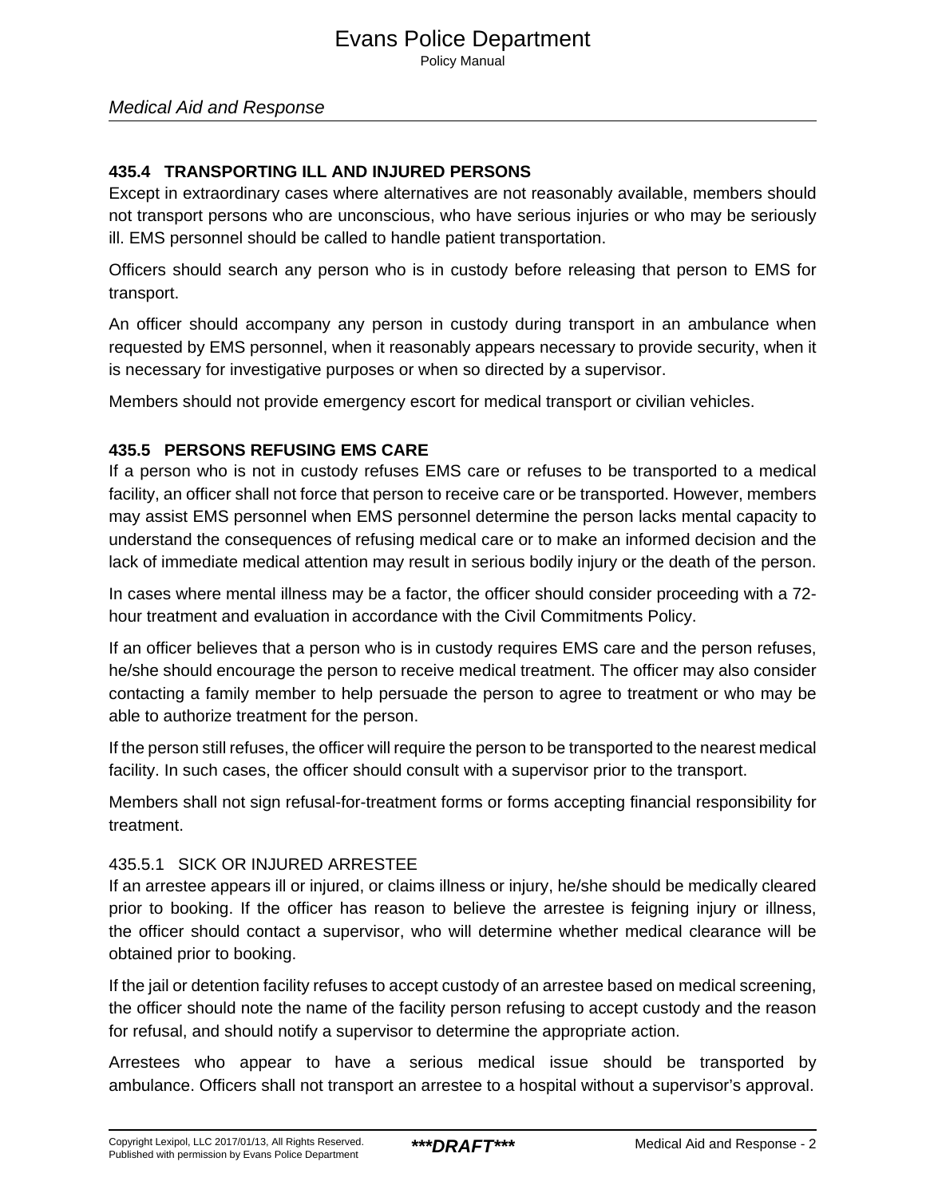### 435.4 TRANSPORTING ILL AND INJURED PERSONS

Except in extraordinary cases where alternatives are not reasonably available, members should not transport persons who are unconscious, who have serious injuries or who may be seriously ill. EMS personnel should be called to handle patient transportation.

Officers should search any person who is in custody before releasing that person to EMS for transport.

An officer should accompany any person in custody during transport in an ambulance when requested by EMS personnel, when it reasonably appears necessary to provide security, when it is necessary for investigative purposes or when so directed by a supervisor.

Members should not provide emergency escort for medical transport or civilian vehicles.

### 435.5 PERSONS REFUSING EMS CARE

If a person who is not in custody refuses EMS care or refuses to be transported to a medical facility, an officer shall not force that person to receive care or be transported. However, members may assist EMS personnel when EMS personnel determine the person lacks mental capacity to understand the consequences of refusing medical care or to make an informed decision and the lack of immediate medical attention may result in serious bodily injury or the death of the person.

In cases where mental illness may be a factor, the officer should consider proceeding with a 72-hour treatment and evaluation in accordance with the Civil Commitments Policy.

If an officer believes that a person who is in custody requires EMS care and the person refuses, he/she should encourage the person to receive medical treatment. The officer may also consider contacting a family member to help persuade the person to agree to treatment or who may be able to authorize treatment for the person.

If the person still refuses, the officer will require the person to be transported to the nearest medical facility. In such cases, the officer should consult with a supervisor prior to the transport.

Members shall not sign refusal-for-treatment forms or forms accepting financial responsibility for treatment.

#### 435.5.1 SICK OR INJURED ARRESTEE

If an arrestee appears ill or injured, or claims illness or injury, he/she should be medically cleared prior to booking. If the officer has reason to believe the arrestee is feigning injury or illness, the officer should contact a supervisor, who will determine whether medical clearance will be obtained prior to booking.

If the jail or detention facility refuses to accept custody of an arrestee based on medical screening, the officer should note the name of the facility person refusing to accept custody and the reason for refusal, and should notify a supervisor to determine the appropriate action.

Arrestees who appear to have a serious medical issue should be transported by ambulance. Officers shall not transport an arrestee to a hospital without a supervisor's approval.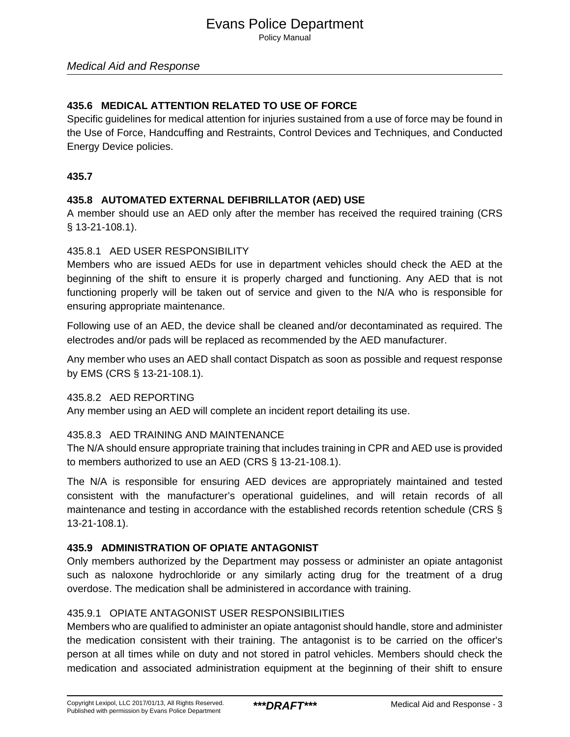### 435.6 MEDICAL ATTENTION RELATED TO USE OF FORCE

Specific guidelines for medical attention for injuries sustained from a use of force may be found in the Use of Force, Handcuffing and Restraints, Control Devices and Techniques, and Conducted Energy Device policies.

### 435.7

### 435.8 AUTOMATED EXTERNAL DEFIBRILLATOR (AED) USE

A member should use an AED only after the member has received the required training (CRS § 13-21-108.1).

#### 435.8.1 AED USER RESPONSIBILITY

Members who are issued AEDs for use in department vehicles should check the AED at the beginning of the shift to ensure it is properly charged and functioning. Any AED that is not functioning properly will be taken out of service and given to the N/A who is responsible for ensuring appropriate maintenance.

Following use of an AED, the device shall be cleaned and/or decontaminated as required. The electrodes and/or pads will be replaced as recommended by the AED manufacturer.

Any member who uses an AED shall contact Dispatch as soon as possible and request response by EMS (CRS § 13-21-108.1).

#### 435.8.2 AED REPORTING

Any member using an AED will complete an incident report detailing its use.

#### 435.8.3 AED TRAINING AND MAINTENANCE

The N/A should ensure appropriate training that includes training in CPR and AED use is provided to members authorized to use an AED (CRS § 13-21-108.1).

The N/A is responsible for ensuring AED devices are appropriately maintained and tested consistent with the manufacturer's operational guidelines, and will retain records of all maintenance and testing in accordance with the established records retention schedule (CRS § 13-21-108.1).

### 435.9 ADMINISTRATION OF OPIATE ANTAGONIST

Only members authorized by the Department may possess or administer an opiate antagonist such as naloxone hydrochloride or any similarly acting drug for the treatment of a drug overdose. The medication shall be administered in accordance with training.

#### 435.9.1 OPIATE ANTAGONIST USER RESPONSIBILITIES

Members who are qualified to administer an opiate antagonist should handle, store and administer the medication consistent with their training. The antagonist is to be carried on the officer's person at all times while on duty and not stored in patrol vehicles. Members should check the medication and associated administration equipment at the beginning of their shift to ensure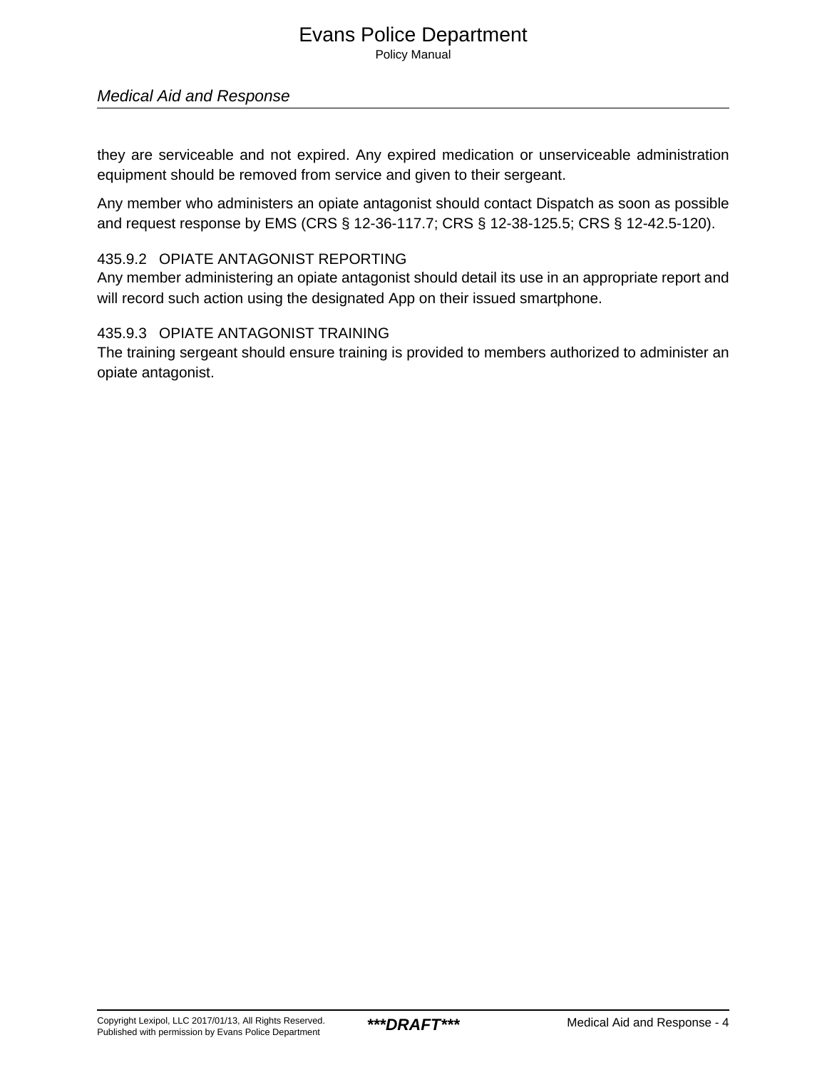they are serviceable and not expired. Any expired medication or unserviceable administration equipment should be removed from service and given to their sergeant.

Any member who administers an opiate antagonist should contact Dispatch as soon as possible and request response by EMS (CRS § 12-36-117.7; CRS § 12-38-125.5; CRS § 12-42.5-120).

### 435.9.2 OPIATE ANTAGONIST REPORTING

Any member administering an opiate antagonist should detail its use in an appropriate report and will record such action using the designated App on their issued smartphone.

### 435.9.3 OPIATE ANTAGONIST TRAINING

The training sergeant should ensure training is provided to members authorized to administer an opiate antagonist.